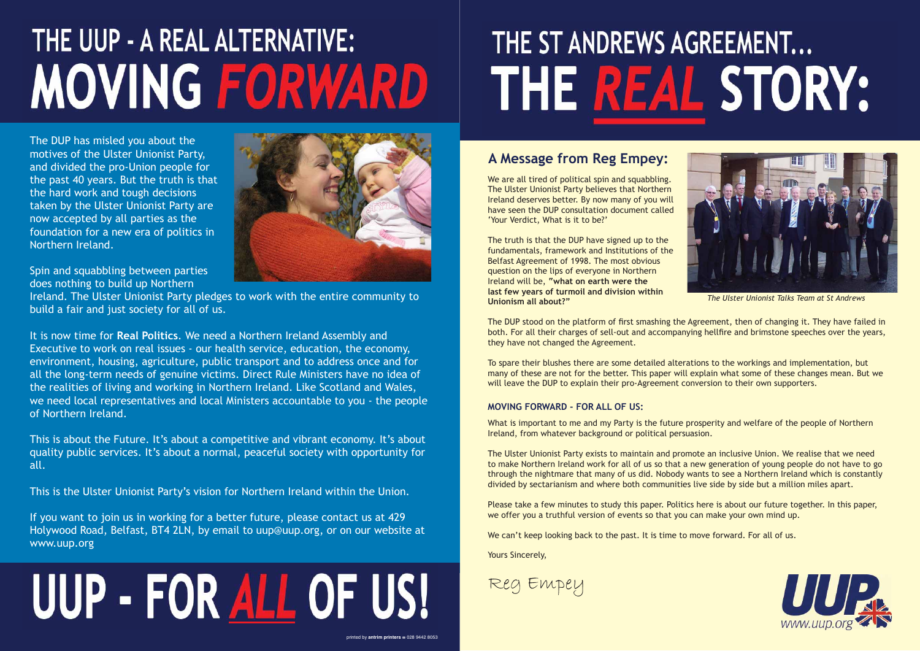# THE UUP - A REAL ALTERNATIVE: MOVING *FORWARD*

The DUP has misled you about the motives of the Ulster Unionist Party, and divided the pro-Union people for the past 40 years. But the truth is that the hard work and tough decisions taken by the Ulster Unionist Party are now accepted by all parties as the foundation for a new era of politics in Northern Ireland.

Spin and squabbling between parties does nothing to build up Northern Ireland. The Ulster Unionist Party pledges to work with the entire community to build a fair and just society for all of us.

It is now time for **Real Politics**. We need a Northern Ireland Assembly and Executive to work on real issues - our health service, education, the economy, environment, housing, agriculture, public transport and to address once and for all the long-term needs of genuine victims. Direct Rule Ministers have no idea of the realities of living and working in Northern Ireland. Like Scotland and Wales, we need local representatives and local Ministers accountable to you - the people of Northern Ireland.

This is about the Future. It's about a competitive and vibrant economy. It's about quality public services. It's about a normal, peaceful society with opportunity for all.

This is the Ulster Unionist Party's vision for Northern Ireland within the Union.

If you want to join us in working for a better future, please contact us at 429 Holywood Road, Belfast, BT4 2LN, by email to uup@uup.org, or on our website at www.uup.org

# UUP - FOR *ALL* OF US!

printed by **antrim printers** 028 9442 8053

# THE ST ANDREWS AGREEMENT... THE *REAL* STORY:

## A Message from Reg Empey:

We are all tired of political spin and squabbling. The Ulster Unionist Party believes that Northern Ireland deserves better. By now many of you will have seen the DUP consultation document called 'Your Verdict, What is it to be?'

The truth is that the DUP have signed up to the fundamentals, framework and Institutions of the Belfast Agreement of 1998. The most obvious question on the lips of everyone in Northern Ireland will be, **"what on earth were the last few years of turmoil and division within Unionism all about?"**

*The Ulster Unionist Talks Team at St Andrews*

The DUP stood on the platform of first smashing the Agreement, then of changing it. They have failed in both. For all their charges of sell-out and accompanying hellfire and brimstone speeches over the years, they have not changed the Agreement.

To spare their blushes there are some detailed alterations to the workings and implementation, but many of these are not for the better. This paper will explain what some of these changes mean. But we will leave the DUP to explain their pro-Agreement conversion to their own supporters.

**MOVING FORWARD - FOR ALL OF US:**

What is important to me and my Party is the future prosperity and welfare of the people of Northern Ireland, from whatever background or political persuasion.

The Ulster Unionist Party exists to maintain and promote an inclusive Union. We realise that we need to make Northern Ireland work for all of us so that a new generation of young people do not have to go through the nightmare that many of us did. Nobody wants to see a Northern Ireland which is constantly divided by sectarianism and where both communities live side by side but a million miles apart.

Please take a few minutes to study this paper. Politics here is about our future together. In this paper, we offer you a truthful version of events so that you can make your own mind up.

We can't keep looking back to the past. It is time to move forward. For all of us.

Yours Sincerely,

Reg Empey

UUP www.uup.org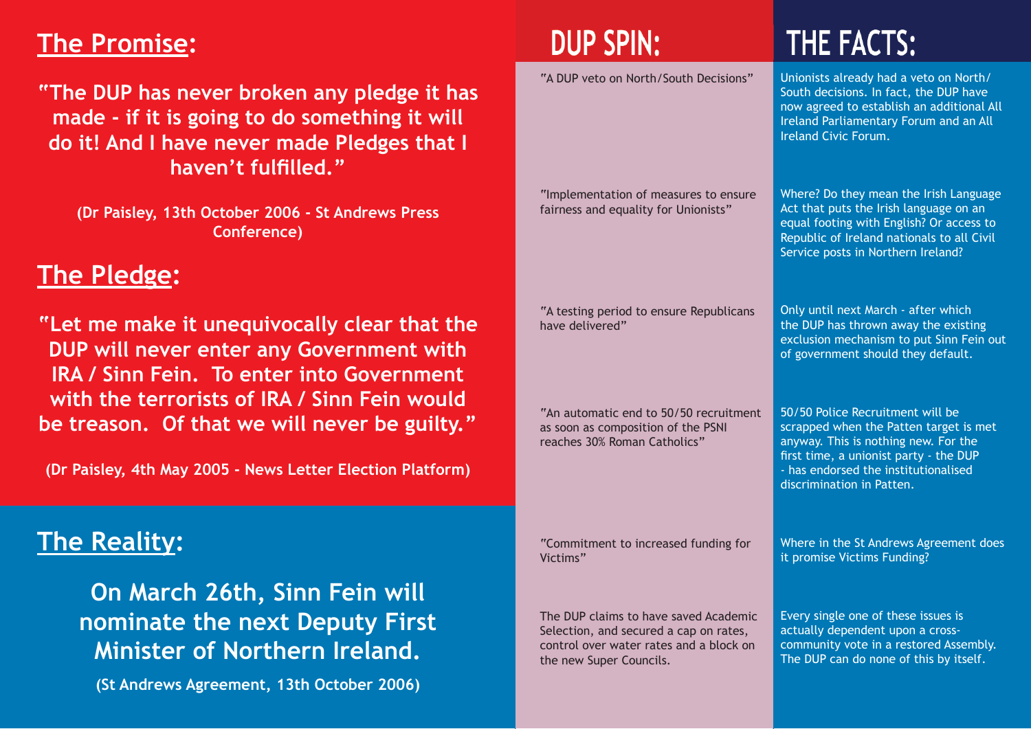## The Promise:

**"The DUP has never broken any pledge it has made - if it is going to do something it will do it! And I have never made Pledges that I haven't fulfilled."**

**(Dr Paisley, 13th October 2006 - St Andrews Press Conference)**

## The Pledge:

**"Let me make it unequivocally clear that the DUP will never enter any Government with IRA / Sinn Fein. To enter into Government with the terrorists of IRA / Sinn Fein would be treason. Of that we will never be guilty."**

**(Dr Paisley, 4th May 2005 - News Letter Election Platform)**

## The Reality:

**On March 26th, Sinn Fein will nominate the next Deputy First Minister of Northern Ireland.**

**(St Andrews Agreement, 13th October 2006)**

| DUP SPIN: | THE FACTS: |
| --- | --- |
| "A DUP veto on North/South Decisions" | Unionists already had a veto on North/South decisions. In fact, the DUP have now agreed to establish an additional All Ireland Parliamentary Forum and an All Ireland Civic Forum. |
| "Implementation of measures to ensure fairness and equality for Unionists" | Where? Do they mean the Irish Language Act that puts the Irish language on an equal footing with English? Or access to Republic of Ireland nationals to all Civil Service posts in Northern Ireland? |
| "A testing period to ensure Republicans have delivered" | Only until next March - after which the DUP has thrown away the existing exclusion mechanism to put Sinn Fein out of government should they default. |
| "An automatic end to 50/50 recruitment as soon as composition of the PSNI reaches 30% Roman Catholics" | 50/50 Police Recruitment will be scrapped when the Patten target is met anyway. This is nothing new. For the first time, a unionist party - the DUP - has endorsed the institutionalised discrimination in Patten. |
| "Commitment to increased funding for Victims" | Where in the St Andrews Agreement does it promise Victims Funding? |
| The DUP claims to have saved Academic Selection, and secured a cap on rates, control over water rates and a block on the new Super Councils. | Every single one of these issues is actually dependent upon a cross-community vote in a restored Assembly. The DUP can do none of this by itself. |